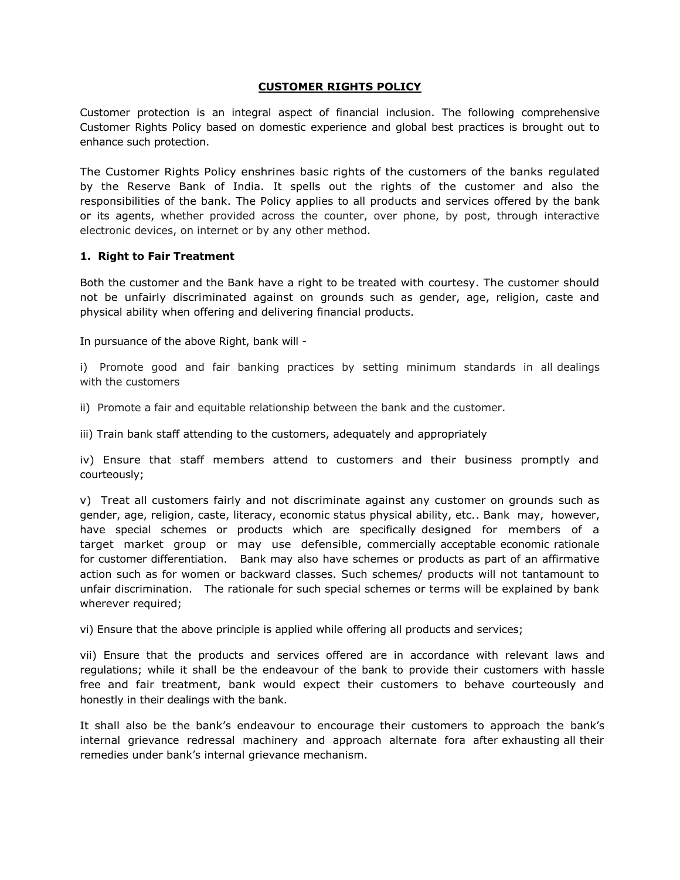# CUSTOMER RIGHTS POLICY

Customer protection is an integral aspect of financial inclusion. The following comprehensive Customer Rights Policy based on domestic experience and global best practices is brought out to enhance such protection.

The Customer Rights Policy enshrines basic rights of the customers of the banks regulated by the Reserve Bank of India. It spells out the rights of the customer and also the responsibilities of the bank. The Policy applies to all products and services offered by the bank or its agents, whether provided across the counter, over phone, by post, through interactive electronic devices, on internet or by any other method.

### 1. Right to Fair Treatment

Both the customer and the Bank have a right to be treated with courtesy. The customer should not be unfairly discriminated against on grounds such as gender, age, religion, caste and physical ability when offering and delivering financial products.

In pursuance of the above Right, bank will -

i) Promote good and fair banking practices by setting minimum standards in all dealings with the customers

ii) Promote a fair and equitable relationship between the bank and the customer.

iii) Train bank staff attending to the customers, adequately and appropriately

iv) Ensure that staff members attend to customers and their business promptly and courteously;

v) Treat all customers fairly and not discriminate against any customer on grounds such as gender, age, religion, caste, literacy, economic status physical ability, etc.. Bank may, however, have special schemes or products which are specifically designed for members of a target market group or may use defensible, commercially acceptable economic rationale for customer differentiation. Bank may also have schemes or products as part of an affirmative action such as for women or backward classes. Such schemes/ products will not tantamount to unfair discrimination. The rationale for such special schemes or terms will be explained by bank wherever required;

vi) Ensure that the above principle is applied while offering all products and services;

vii) Ensure that the products and services offered are in accordance with relevant laws and regulations; while it shall be the endeavour of the bank to provide their customers with hassle free and fair treatment, bank would expect their customers to behave courteously and honestly in their dealings with the bank.

It shall also be the bank's endeavour to encourage their customers to approach the bank's internal grievance redressal machinery and approach alternate fora after exhausting all their remedies under bank's internal grievance mechanism.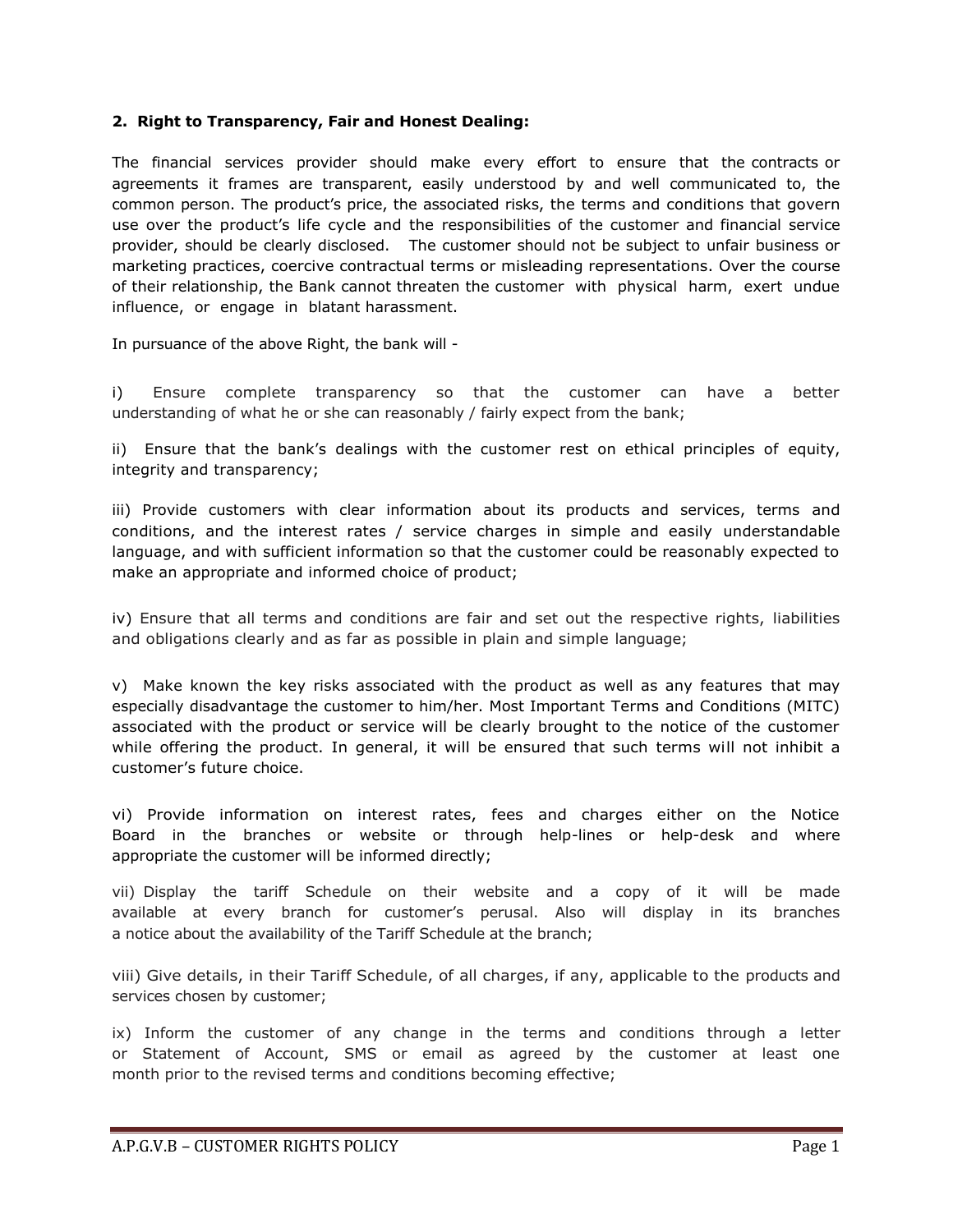### 2. Right to Transparency, Fair and Honest Dealing:

The financial services provider should make every effort to ensure that the contracts or agreements it frames are transparent, easily understood by and well communicated to, the common person. The product's price, the associated risks, the terms and conditions that govern use over the product's life cycle and the responsibilities of the customer and financial service provider, should be clearly disclosed. The customer should not be subject to unfair business or marketing practices, coercive contractual terms or misleading representations. Over the course of their relationship, the Bank cannot threaten the customer with physical harm, exert undue influence, or engage in blatant harassment.

In pursuance of the above Right, the bank will -

i) Ensure complete transparency so that the customer can have a better understanding of what he or she can reasonably / fairly expect from the bank;

ii) Ensure that the bank's dealings with the customer rest on ethical principles of equity, integrity and transparency;

iii) Provide customers with clear information about its products and services, terms and conditions, and the interest rates / service charges in simple and easily understandable language, and with sufficient information so that the customer could be reasonably expected to make an appropriate and informed choice of product;

iv) Ensure that all terms and conditions are fair and set out the respective rights, liabilities and obligations clearly and as far as possible in plain and simple language;

v) Make known the key risks associated with the product as well as any features that may especially disadvantage the customer to him/her. Most Important Terms and Conditions (MITC) associated with the product or service will be clearly brought to the notice of the customer while offering the product. In general, it will be ensured that such terms will not inhibit a customer's future choice.

vi) Provide information on interest rates, fees and charges either on the Notice Board in the branches or website or through help-lines or help-desk and where appropriate the customer will be informed directly;

vii) Display the tariff Schedule on their website and a copy of it will be made available at every branch for customer's perusal. Also will display in its branches a notice about the availability of the Tariff Schedule at the branch;

viii) Give details, in their Tariff Schedule, of all charges, if any, applicable to the products and services chosen by customer;

ix) Inform the customer of any change in the terms and conditions through a letter or Statement of Account, SMS or email as agreed by the customer at least one month prior to the revised terms and conditions becoming effective;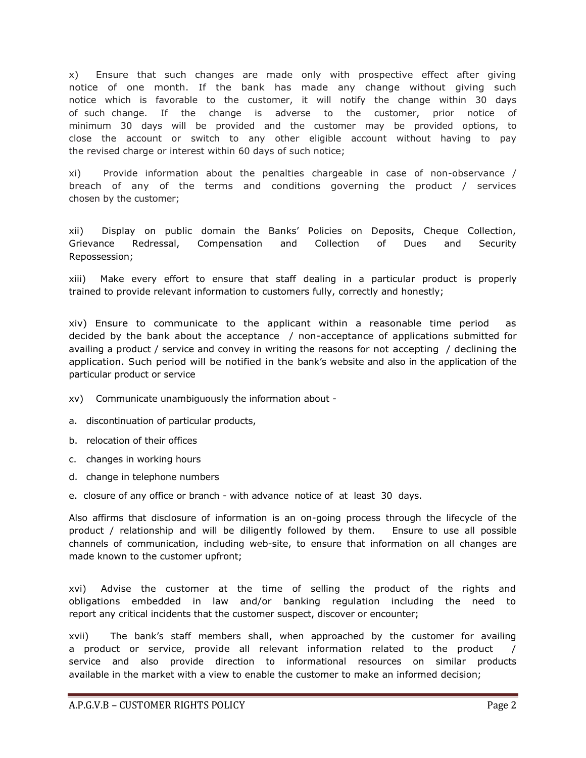x) Ensure that such changes are made only with prospective effect after giving notice of one month. If the bank has made any change without giving such notice which is favorable to the customer, it will notify the change within 30 days of such change. If the change is adverse to the customer, prior notice of minimum 30 days will be provided and the customer may be provided options, to close the account or switch to any other eligible account without having to pay the revised charge or interest within 60 days of such notice;

xi) Provide information about the penalties chargeable in case of non-observance / breach of any of the terms and conditions governing the product / services chosen by the customer;

xii) Display on public domain the Banks' Policies on Deposits, Cheque Collection, Grievance Redressal, Compensation and Collection of Dues and Security Repossession;

xiii) Make every effort to ensure that staff dealing in a particular product is properly trained to provide relevant information to customers fully, correctly and honestly;

xiv) Ensure to communicate to the applicant within a reasonable time period as decided by the bank about the acceptance / non-acceptance of applications submitted for availing a product / service and convey in writing the reasons for not accepting / declining the application. Such period will be notified in the bank's website and also in the application of the particular product or service

xv) Communicate unambiguously the information about -

a. discontinuation of particular products,

b. relocation of their offices

c. changes in working hours

d. change in telephone numbers

e. closure of any office or branch - with advance notice of at least 30 days.

Also affirms that disclosure of information is an on-going process through the lifecycle of the product / relationship and will be diligently followed by them. Ensure to use all possible channels of communication, including web-site, to ensure that information on all changes are made known to the customer upfront;

xvi) Advise the customer at the time of selling the product of the rights and obligations embedded in law and/or banking regulation including the need to report any critical incidents that the customer suspect, discover or encounter;

xvii) The bank's staff members shall, when approached by the customer for availing a product or service, provide all relevant information related to the product / service and also provide direction to informational resources on similar products available in the market with a view to enable the customer to make an informed decision;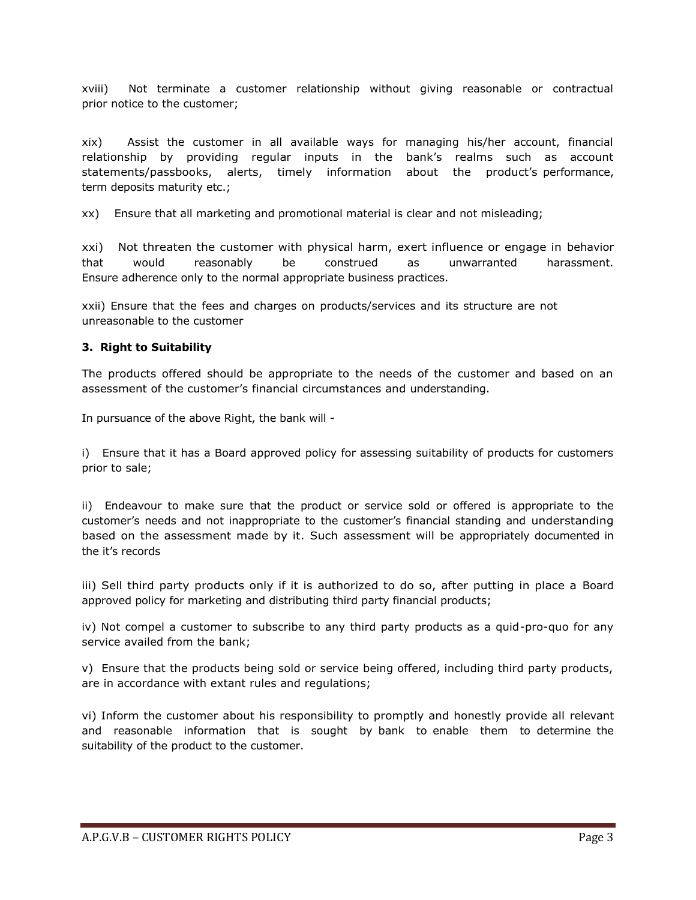xviii) Not terminate a customer relationship without giving reasonable or contractual prior notice to the customer;

xix) Assist the customer in all available ways for managing his/her account, financial relationship by providing regular inputs in the bank's realms such as account statements/passbooks, alerts, timely information about the product's performance, term deposits maturity etc.;

xx) Ensure that all marketing and promotional material is clear and not misleading;

xxi) Not threaten the customer with physical harm, exert influence or engage in behavior that would reasonably be construed as unwarranted harassment. Ensure adherence only to the normal appropriate business practices.

xxii) Ensure that the fees and charges on products/services and its structure are not unreasonable to the customer

**3. Right to Suitability**

The products offered should be appropriate to the needs of the customer and based on an assessment of the customer's financial circumstances and understanding.

In pursuance of the above Right, the bank will -

i) Ensure that it has a Board approved policy for assessing suitability of products for customers prior to sale;

ii) Endeavour to make sure that the product or service sold or offered is appropriate to the customer's needs and not inappropriate to the customer's financial standing and understanding based on the assessment made by it. Such assessment will be appropriately documented in the it's records

iii) Sell third party products only if it is authorized to do so, after putting in place a Board approved policy for marketing and distributing third party financial products;

iv) Not compel a customer to subscribe to any third party products as a quid-pro-quo for any service availed from the bank;

v) Ensure that the products being sold or service being offered, including third party products, are in accordance with extant rules and regulations;

vi) Inform the customer about his responsibility to promptly and honestly provide all relevant and reasonable information that is sought by bank to enable them to determine the suitability of the product to the customer.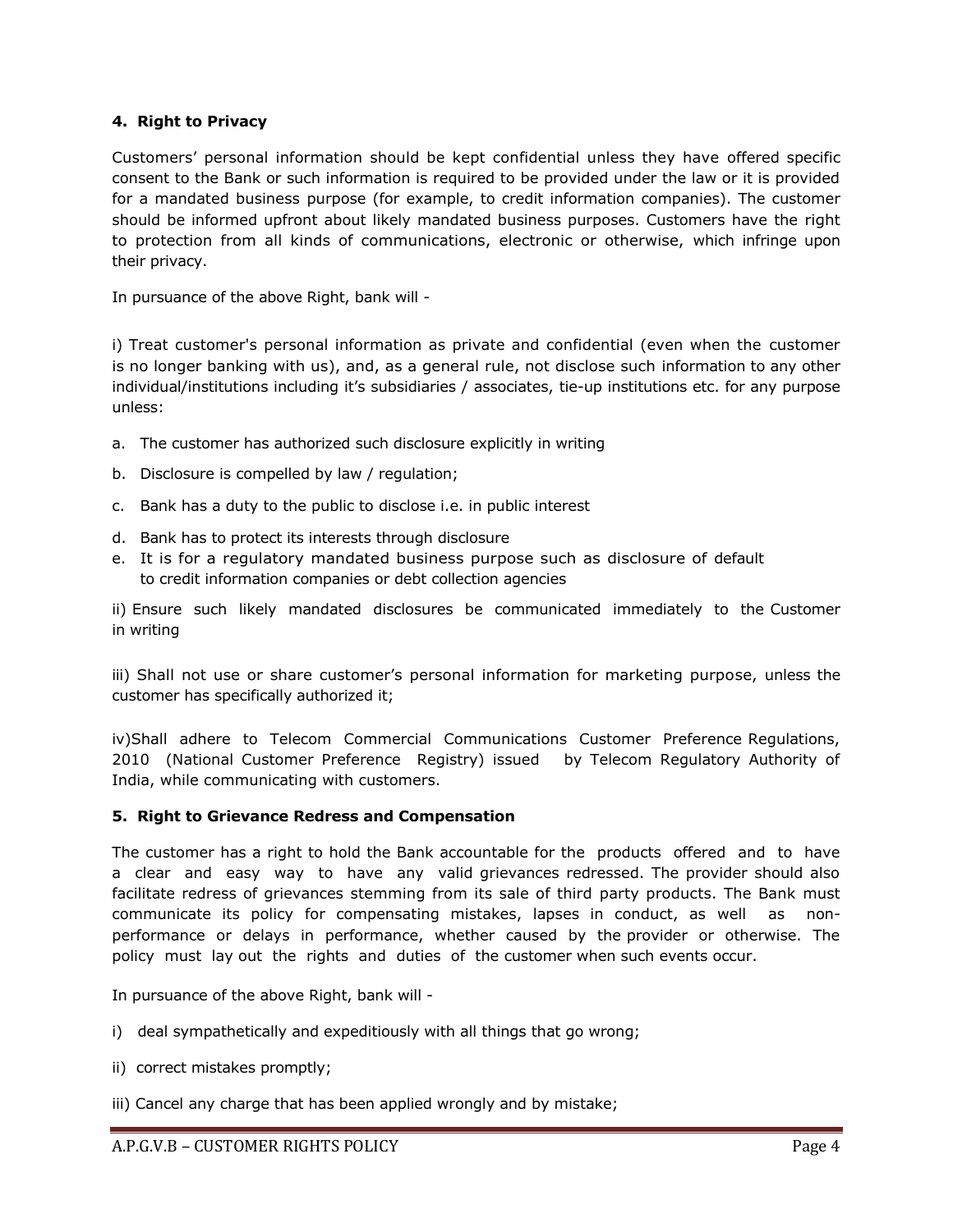#### 4. Right to Privacy

Customers' personal information should be kept confidential unless they have offered specific consent to the Bank or such information is required to be provided under the law or it is provided for a mandated business purpose (for example, to credit information companies). The customer should be informed upfront about likely mandated business purposes. Customers have the right to protection from all kinds of communications, electronic or otherwise, which infringe upon their privacy.

In pursuance of the above Right, bank will -

i) Treat customer's personal information as private and confidential (even when the customer is no longer banking with us), and, as a general rule, not disclose such information to any other individual/institutions including it's subsidiaries / associates, tie-up institutions etc. for any purpose unless:

a. The customer has authorized such disclosure explicitly in writing
b. Disclosure is compelled by law / regulation;
c. Bank has a duty to the public to disclose i.e. in public interest
d. Bank has to protect its interests through disclosure
e. It is for a regulatory mandated business purpose such as disclosure of default to credit information companies or debt collection agencies

ii) Ensure such likely mandated disclosures be communicated immediately to the Customer in writing

iii) Shall not use or share customer's personal information for marketing purpose, unless the customer has specifically authorized it;

iv)Shall adhere to Telecom Commercial Communications Customer Preference Regulations, 2010 (National Customer Preference Registry) issued by Telecom Regulatory Authority of India, while communicating with customers.

#### 5. Right to Grievance Redress and Compensation

The customer has a right to hold the Bank accountable for the products offered and to have a clear and easy way to have any valid grievances redressed. The provider should also facilitate redress of grievances stemming from its sale of third party products. The Bank must communicate its policy for compensating mistakes, lapses in conduct, as well as non-performance or delays in performance, whether caused by the provider or otherwise. The policy must lay out the rights and duties of the customer when such events occur.

In pursuance of the above Right, bank will -

i) deal sympathetically and expeditiously with all things that go wrong;

ii) correct mistakes promptly;

iii) Cancel any charge that has been applied wrongly and by mistake;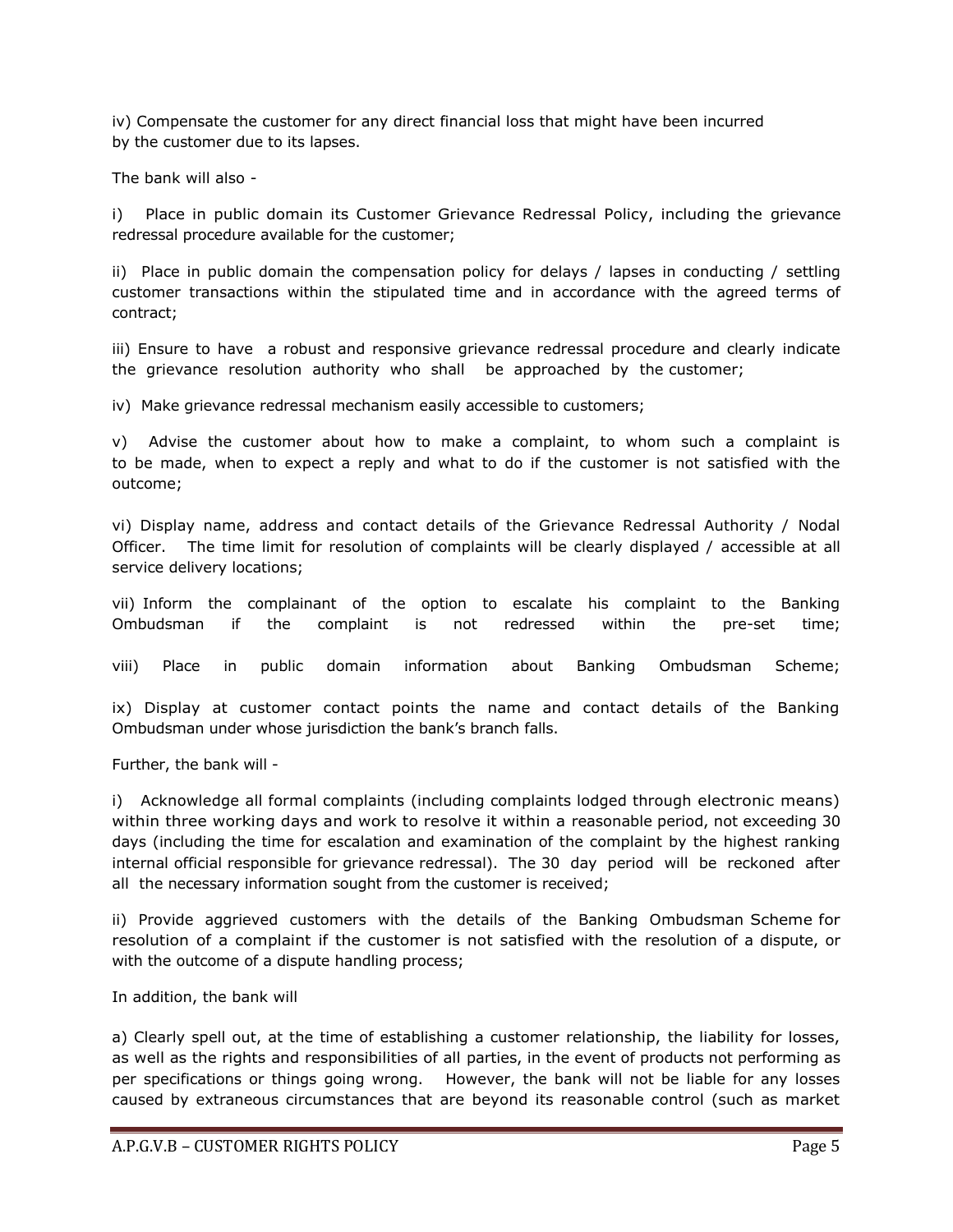iv) Compensate the customer for any direct financial loss that might have been incurred by the customer due to its lapses.

The bank will also -

i) Place in public domain its Customer Grievance Redressal Policy, including the grievance redressal procedure available for the customer;

ii) Place in public domain the compensation policy for delays / lapses in conducting / settling customer transactions within the stipulated time and in accordance with the agreed terms of contract;

iii) Ensure to have a robust and responsive grievance redressal procedure and clearly indicate the grievance resolution authority who shall be approached by the customer;

iv) Make grievance redressal mechanism easily accessible to customers;

v) Advise the customer about how to make a complaint, to whom such a complaint is to be made, when to expect a reply and what to do if the customer is not satisfied with the outcome;

vi) Display name, address and contact details of the Grievance Redressal Authority / Nodal Officer. The time limit for resolution of complaints will be clearly displayed / accessible at all service delivery locations;

vii) Inform the complainant of the option to escalate his complaint to the Banking Ombudsman if the complaint is not redressed within the pre-set time;

viii) Place in public domain information about Banking Ombudsman Scheme;

ix) Display at customer contact points the name and contact details of the Banking Ombudsman under whose jurisdiction the bank's branch falls.

Further, the bank will -

i) Acknowledge all formal complaints (including complaints lodged through electronic means) within three working days and work to resolve it within a reasonable period, not exceeding 30 days (including the time for escalation and examination of the complaint by the highest ranking internal official responsible for grievance redressal). The 30 day period will be reckoned after all the necessary information sought from the customer is received;

ii) Provide aggrieved customers with the details of the Banking Ombudsman Scheme for resolution of a complaint if the customer is not satisfied with the resolution of a dispute, or with the outcome of a dispute handling process;

In addition, the bank will

a) Clearly spell out, at the time of establishing a customer relationship, the liability for losses, as well as the rights and responsibilities of all parties, in the event of products not performing as per specifications or things going wrong. However, the bank will not be liable for any losses caused by extraneous circumstances that are beyond its reasonable control (such as market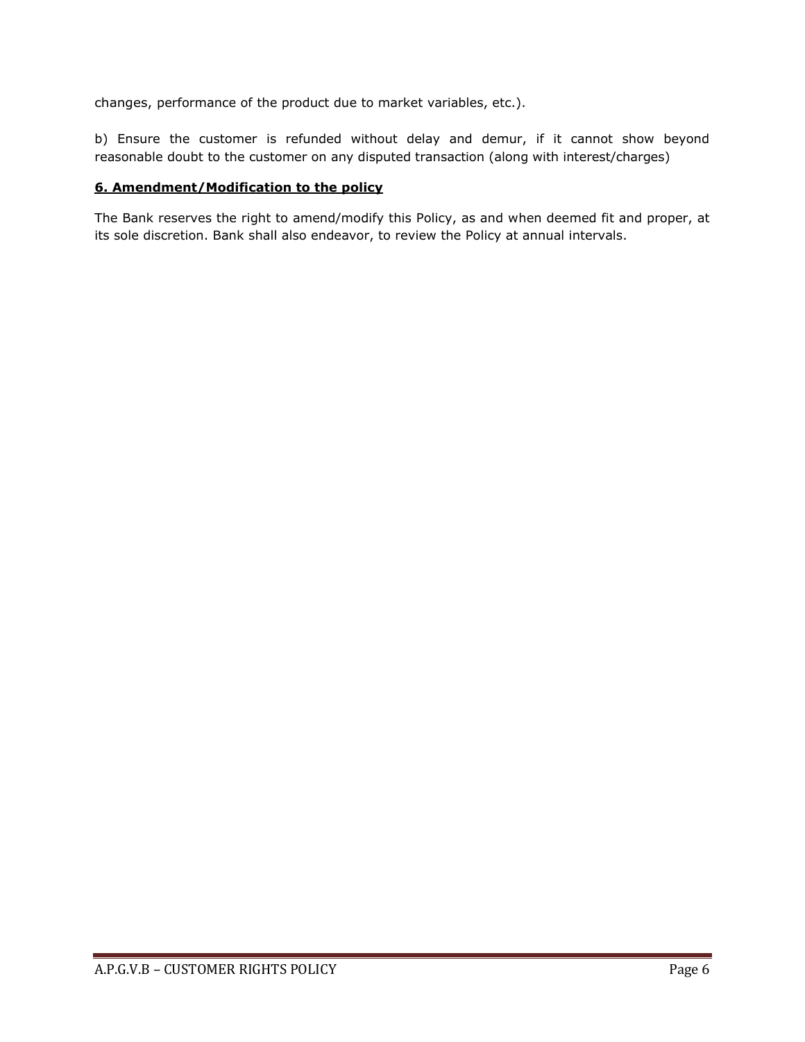changes, performance of the product due to market variables, etc.).

b) Ensure the customer is refunded without delay and demur, if it cannot show beyond reasonable doubt to the customer on any disputed transaction (along with interest/charges)

**6. Amendment/Modification to the policy**

The Bank reserves the right to amend/modify this Policy, as and when deemed fit and proper, at its sole discretion. Bank shall also endeavor, to review the Policy at annual intervals.